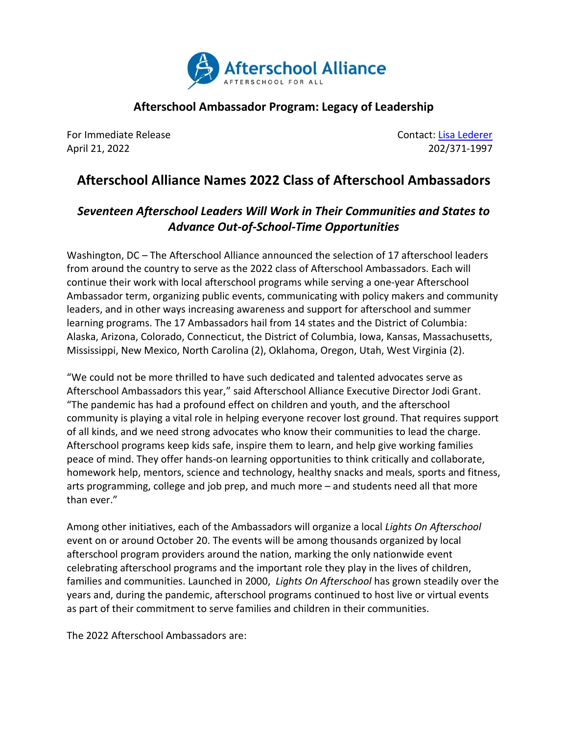**Afterschool Ambassador Program: Legacy of Leadership**

For Immediate Release
April 21, 2022

Contact: [Lisa Lederer](Lisa Lederer)
202/371-1997

# Afterschool Alliance Names 2022 Class of Afterschool Ambassadors

## *Seventeen Afterschool Leaders Will Work in Their Communities and States to Advance Out-of-School-Time Opportunities*

Washington, DC – The Afterschool Alliance announced the selection of 17 afterschool leaders from around the country to serve as the 2022 class of Afterschool Ambassadors. Each will continue their work with local afterschool programs while serving a one-year Afterschool Ambassador term, organizing public events, communicating with policy makers and community leaders, and in other ways increasing awareness and support for afterschool and summer learning programs. The 17 Ambassadors hail from 14 states and the District of Columbia: Alaska, Arizona, Colorado, Connecticut, the District of Columbia, Iowa, Kansas, Massachusetts, Mississippi, New Mexico, North Carolina (2), Oklahoma, Oregon, Utah, West Virginia (2).

"We could not be more thrilled to have such dedicated and talented advocates serve as Afterschool Ambassadors this year," said Afterschool Alliance Executive Director Jodi Grant. "The pandemic has had a profound effect on children and youth, and the afterschool community is playing a vital role in helping everyone recover lost ground. That requires support of all kinds, and we need strong advocates who know their communities to lead the charge. Afterschool programs keep kids safe, inspire them to learn, and help give working families peace of mind. They offer hands-on learning opportunities to think critically and collaborate, homework help, mentors, science and technology, healthy snacks and meals, sports and fitness, arts programming, college and job prep, and much more – and students need all that more than ever."

Among other initiatives, each of the Ambassadors will organize a local *Lights On Afterschool* event on or around October 20. The events will be among thousands organized by local afterschool program providers around the nation, marking the only nationwide event celebrating afterschool programs and the important role they play in the lives of children, families and communities. Launched in 2000, *Lights On Afterschool* has grown steadily over the years and, during the pandemic, afterschool programs continued to host live or virtual events as part of their commitment to serve families and children in their communities.

The 2022 Afterschool Ambassadors are: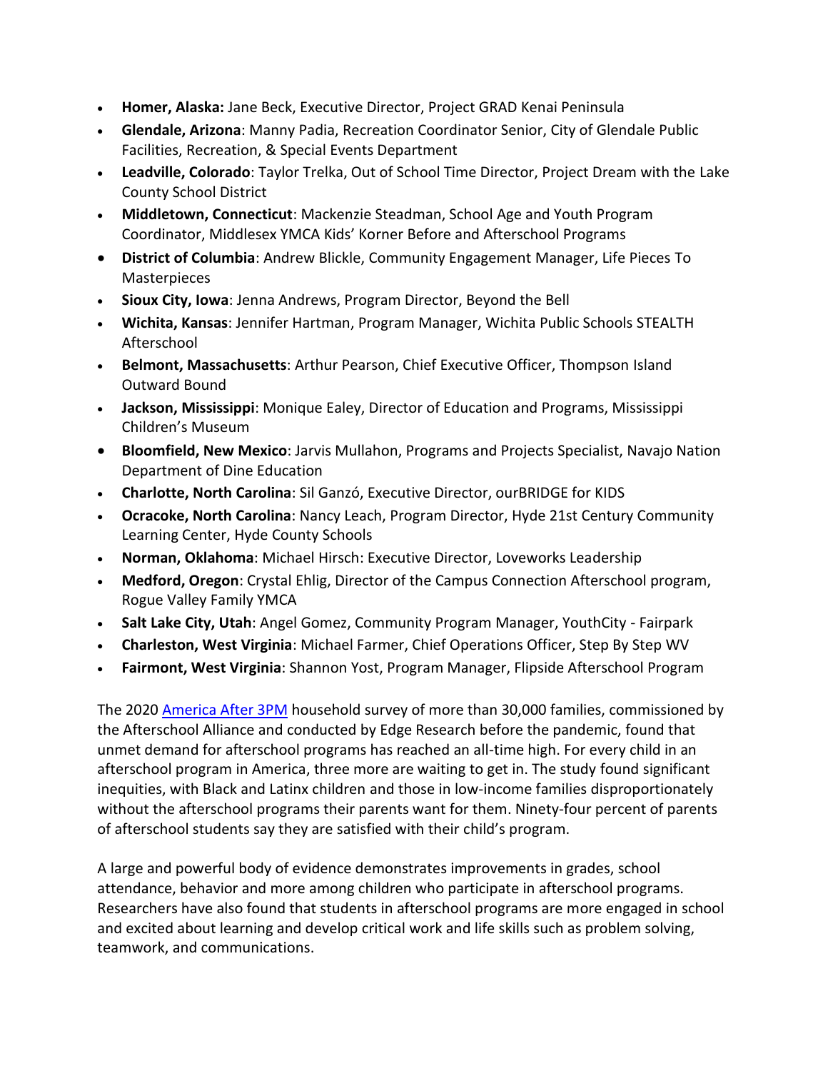- **Homer, Alaska:** Jane Beck, Executive Director, Project GRAD Kenai Peninsula
- **Glendale, Arizona**: Manny Padia, Recreation Coordinator Senior, City of Glendale Public Facilities, Recreation, & Special Events Department
- **Leadville, Colorado**: Taylor Trelka, Out of School Time Director, Project Dream with the Lake County School District
- **Middletown, Connecticut**: Mackenzie Steadman, School Age and Youth Program Coordinator, Middlesex YMCA Kids' Korner Before and Afterschool Programs
- **District of Columbia**: Andrew Blickle, Community Engagement Manager, Life Pieces To Masterpieces
- **Sioux City, Iowa**: Jenna Andrews, Program Director, Beyond the Bell
- **Wichita, Kansas**: Jennifer Hartman, Program Manager, Wichita Public Schools STEALTH Afterschool
- **Belmont, Massachusetts**: Arthur Pearson, Chief Executive Officer, Thompson Island Outward Bound
- **Jackson, Mississippi**: Monique Ealey, Director of Education and Programs, Mississippi Children's Museum
- **Bloomfield, New Mexico**: Jarvis Mullahon, Programs and Projects Specialist, Navajo Nation Department of Dine Education
- **Charlotte, North Carolina**: Sil Ganzó, Executive Director, ourBRIDGE for KIDS
- **Ocracoke, North Carolina**: Nancy Leach, Program Director, Hyde 21st Century Community Learning Center, Hyde County Schools
- **Norman, Oklahoma**: Michael Hirsch: Executive Director, Loveworks Leadership
- **Medford, Oregon**: Crystal Ehlig, Director of the Campus Connection Afterschool program, Rogue Valley Family YMCA
- **Salt Lake City, Utah**: Angel Gomez, Community Program Manager, YouthCity - Fairpark
- **Charleston, West Virginia**: Michael Farmer, Chief Operations Officer, Step By Step WV
- **Fairmont, West Virginia**: Shannon Yost, Program Manager, Flipside Afterschool Program

The 2020 America After 3PM household survey of more than 30,000 families, commissioned by the Afterschool Alliance and conducted by Edge Research before the pandemic, found that unmet demand for afterschool programs has reached an all-time high. For every child in an afterschool program in America, three more are waiting to get in. The study found significant inequities, with Black and Latinx children and those in low-income families disproportionately without the afterschool programs their parents want for them. Ninety-four percent of parents of afterschool students say they are satisfied with their child's program.

A large and powerful body of evidence demonstrates improvements in grades, school attendance, behavior and more among children who participate in afterschool programs. Researchers have also found that students in afterschool programs are more engaged in school and excited about learning and develop critical work and life skills such as problem solving, teamwork, and communications.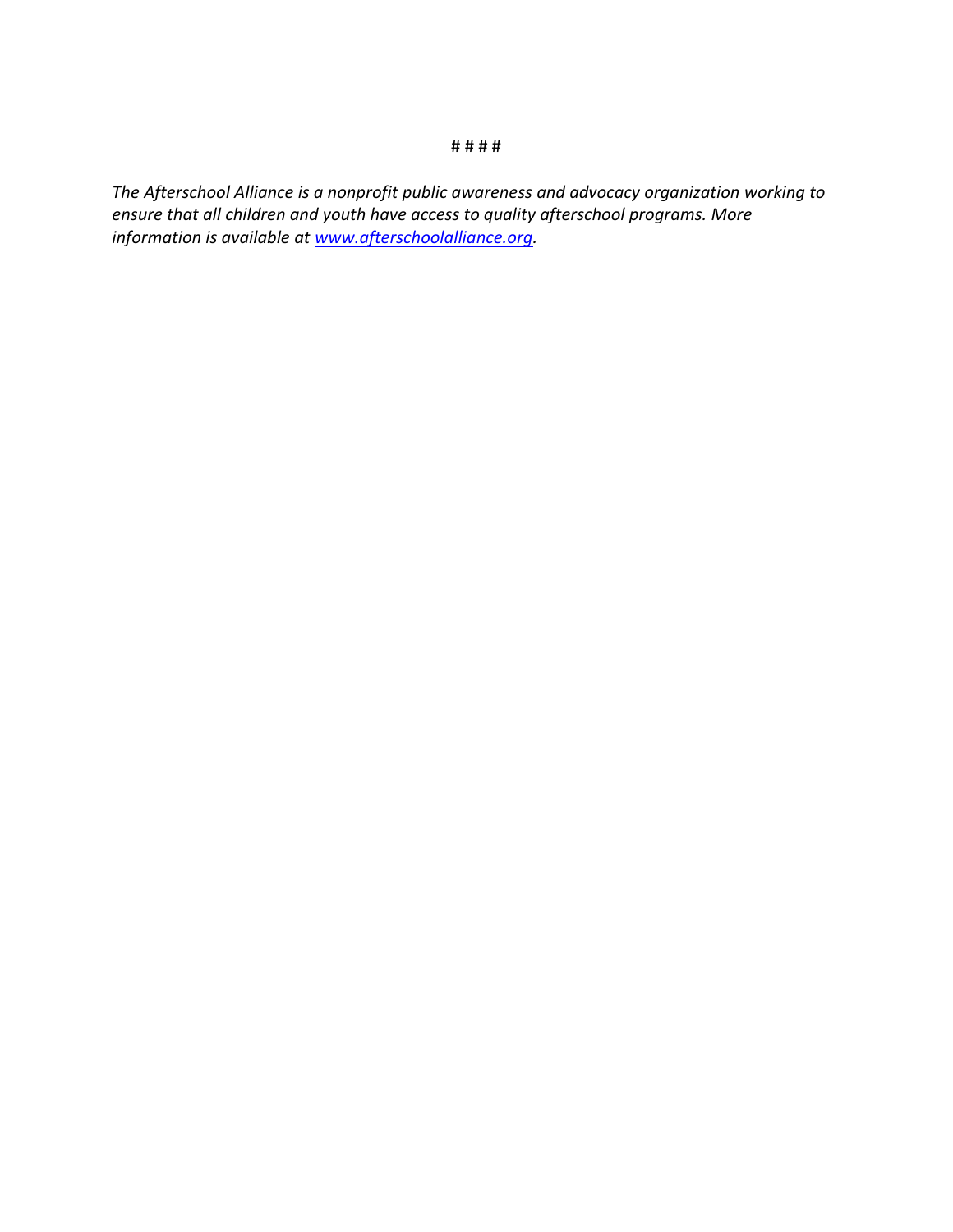# # # #

*The Afterschool Alliance is a nonprofit public awareness and advocacy organization working to ensure that all children and youth have access to quality afterschool programs. More information is available at [www.afterschoolalliance.org](http://www.afterschoolalliance.org).*